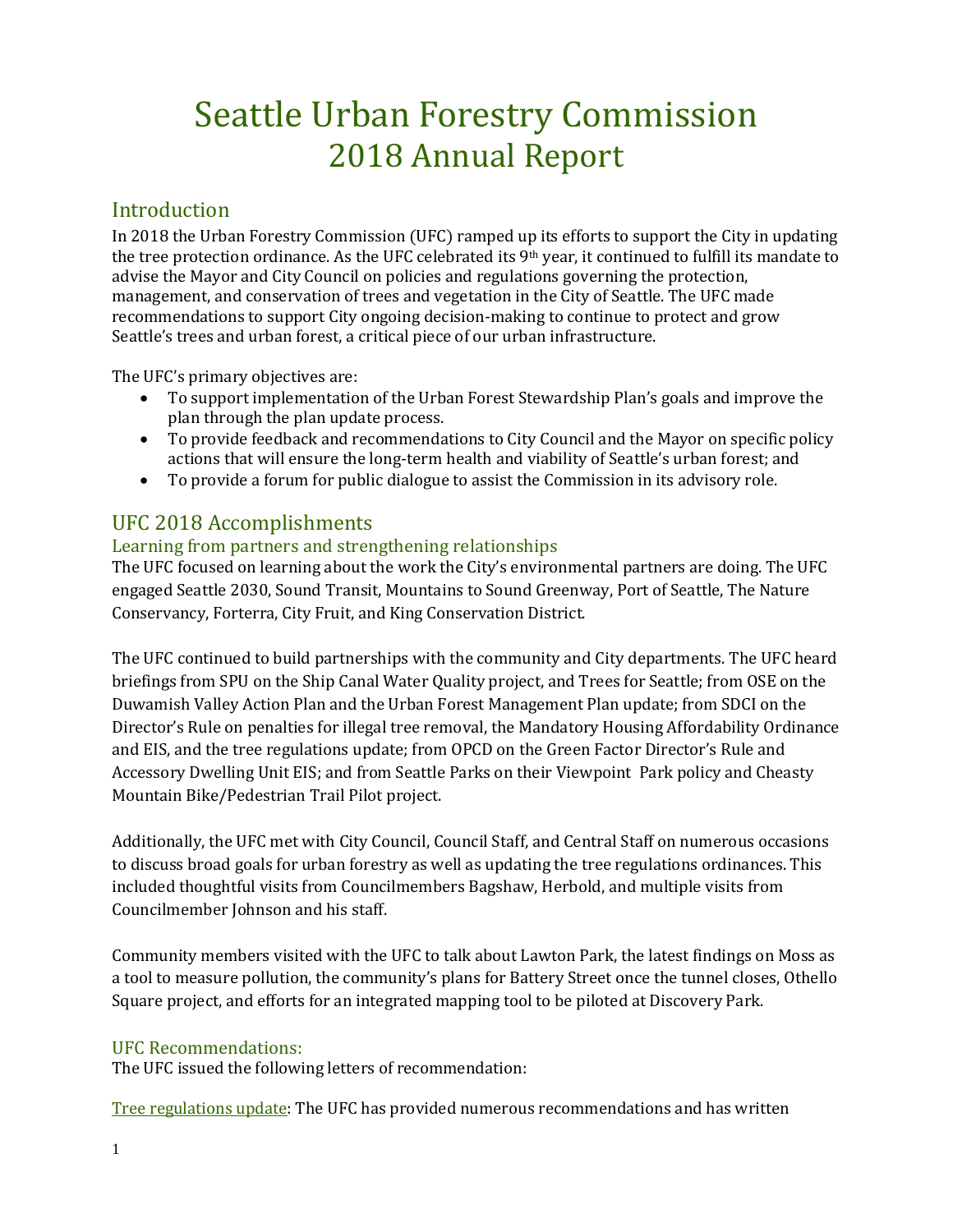# Seattle Urban Forestry Commission
# 2018 Annual Report

## Introduction

In 2018 the Urban Forestry Commission (UFC) ramped up its efforts to support the City in updating the tree protection ordinance. As the UFC celebrated its 9th year, it continued to fulfill its mandate to advise the Mayor and City Council on policies and regulations governing the protection, management, and conservation of trees and vegetation in the City of Seattle. The UFC made recommendations to support City ongoing decision-making to continue to protect and grow Seattle's trees and urban forest, a critical piece of our urban infrastructure.

The UFC's primary objectives are:

- To support implementation of the Urban Forest Stewardship Plan's goals and improve the plan through the plan update process.
- To provide feedback and recommendations to City Council and the Mayor on specific policy actions that will ensure the long-term health and viability of Seattle's urban forest; and
- To provide a forum for public dialogue to assist the Commission in its advisory role.

## UFC 2018 Accomplishments

### Learning from partners and strengthening relationships

The UFC focused on learning about the work the City's environmental partners are doing. The UFC engaged Seattle 2030, Sound Transit, Mountains to Sound Greenway, Port of Seattle, The Nature Conservancy, Forterra, City Fruit, and King Conservation District.

The UFC continued to build partnerships with the community and City departments. The UFC heard briefings from SPU on the Ship Canal Water Quality project, and Trees for Seattle; from OSE on the Duwamish Valley Action Plan and the Urban Forest Management Plan update; from SDCI on the Director's Rule on penalties for illegal tree removal, the Mandatory Housing Affordability Ordinance and EIS, and the tree regulations update; from OPCD on the Green Factor Director's Rule and Accessory Dwelling Unit EIS; and from Seattle Parks on their Viewpoint Park policy and Cheasty Mountain Bike/Pedestrian Trail Pilot project.

Additionally, the UFC met with City Council, Council Staff, and Central Staff on numerous occasions to discuss broad goals for urban forestry as well as updating the tree regulations ordinances. This included thoughtful visits from Councilmembers Bagshaw, Herbold, and multiple visits from Councilmember Johnson and his staff.

Community members visited with the UFC to talk about Lawton Park, the latest findings on Moss as a tool to measure pollution, the community's plans for Battery Street once the tunnel closes, Othello Square project, and efforts for an integrated mapping tool to be piloted at Discovery Park.

### UFC Recommendations:

The UFC issued the following letters of recommendation:

Tree regulations update: The UFC has provided numerous recommendations and has written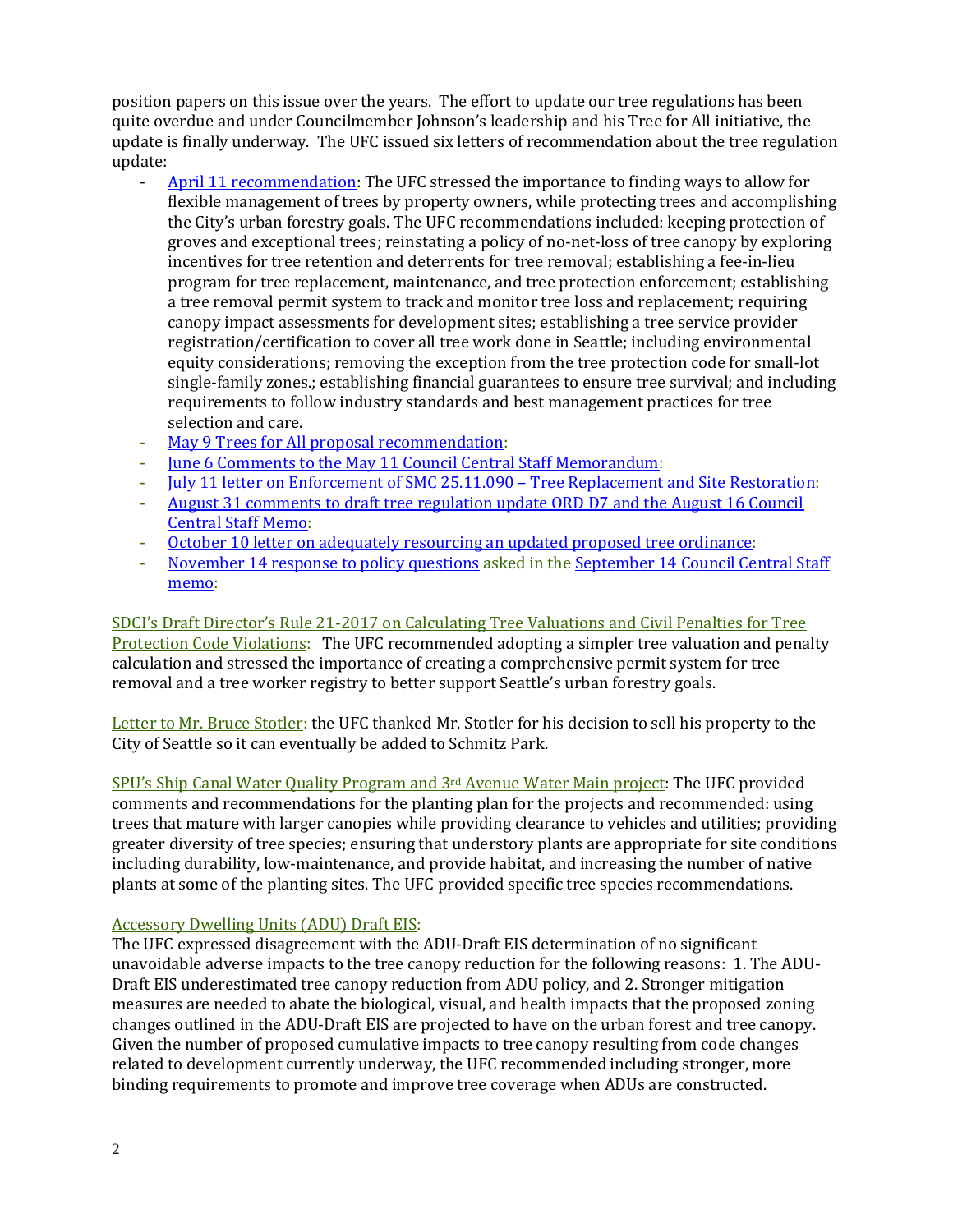position papers on this issue over the years. The effort to update our tree regulations has been quite overdue and under Councilmember Johnson's leadership and his Tree for All initiative, the update is finally underway. The UFC issued six letters of recommendation about the tree regulation update:

- April 11 recommendation: The UFC stressed the importance to finding ways to allow for flexible management of trees by property owners, while protecting trees and accomplishing the City's urban forestry goals. The UFC recommendations included: keeping protection of groves and exceptional trees; reinstating a policy of no-net-loss of tree canopy by exploring incentives for tree retention and deterrents for tree removal; establishing a fee-in-lieu program for tree replacement, maintenance, and tree protection enforcement; establishing a tree removal permit system to track and monitor tree loss and replacement; requiring canopy impact assessments for development sites; establishing a tree service provider registration/certification to cover all tree work done in Seattle; including environmental equity considerations; removing the exception from the tree protection code for small-lot single-family zones.; establishing financial guarantees to ensure tree survival; and including requirements to follow industry standards and best management practices for tree selection and care.
- May 9 Trees for All proposal recommendation:
- June 6 Comments to the May 11 Council Central Staff Memorandum:
- July 11 letter on Enforcement of SMC 25.11.090 – Tree Replacement and Site Restoration:
- August 31 comments to draft tree regulation update ORD D7 and the August 16 Council Central Staff Memo:
- October 10 letter on adequately resourcing an updated proposed tree ordinance:
- November 14 response to policy questions asked in the September 14 Council Central Staff memo:

SDCI's Draft Director's Rule 21-2017 on Calculating Tree Valuations and Civil Penalties for Tree Protection Code Violations: The UFC recommended adopting a simpler tree valuation and penalty calculation and stressed the importance of creating a comprehensive permit system for tree removal and a tree worker registry to better support Seattle's urban forestry goals.

Letter to Mr. Bruce Stotler: the UFC thanked Mr. Stotler for his decision to sell his property to the City of Seattle so it can eventually be added to Schmitz Park.

SPU's Ship Canal Water Quality Program and 3rd Avenue Water Main project: The UFC provided comments and recommendations for the planting plan for the projects and recommended: using trees that mature with larger canopies while providing clearance to vehicles and utilities; providing greater diversity of tree species; ensuring that understory plants are appropriate for site conditions including durability, low-maintenance, and provide habitat, and increasing the number of native plants at some of the planting sites. The UFC provided specific tree species recommendations.

Accessory Dwelling Units (ADU) Draft EIS:
The UFC expressed disagreement with the ADU-Draft EIS determination of no significant unavoidable adverse impacts to the tree canopy reduction for the following reasons: 1. The ADU-Draft EIS underestimated tree canopy reduction from ADU policy, and 2. Stronger mitigation measures are needed to abate the biological, visual, and health impacts that the proposed zoning changes outlined in the ADU-Draft EIS are projected to have on the urban forest and tree canopy. Given the number of proposed cumulative impacts to tree canopy resulting from code changes related to development currently underway, the UFC recommended including stronger, more binding requirements to promote and improve tree coverage when ADUs are constructed.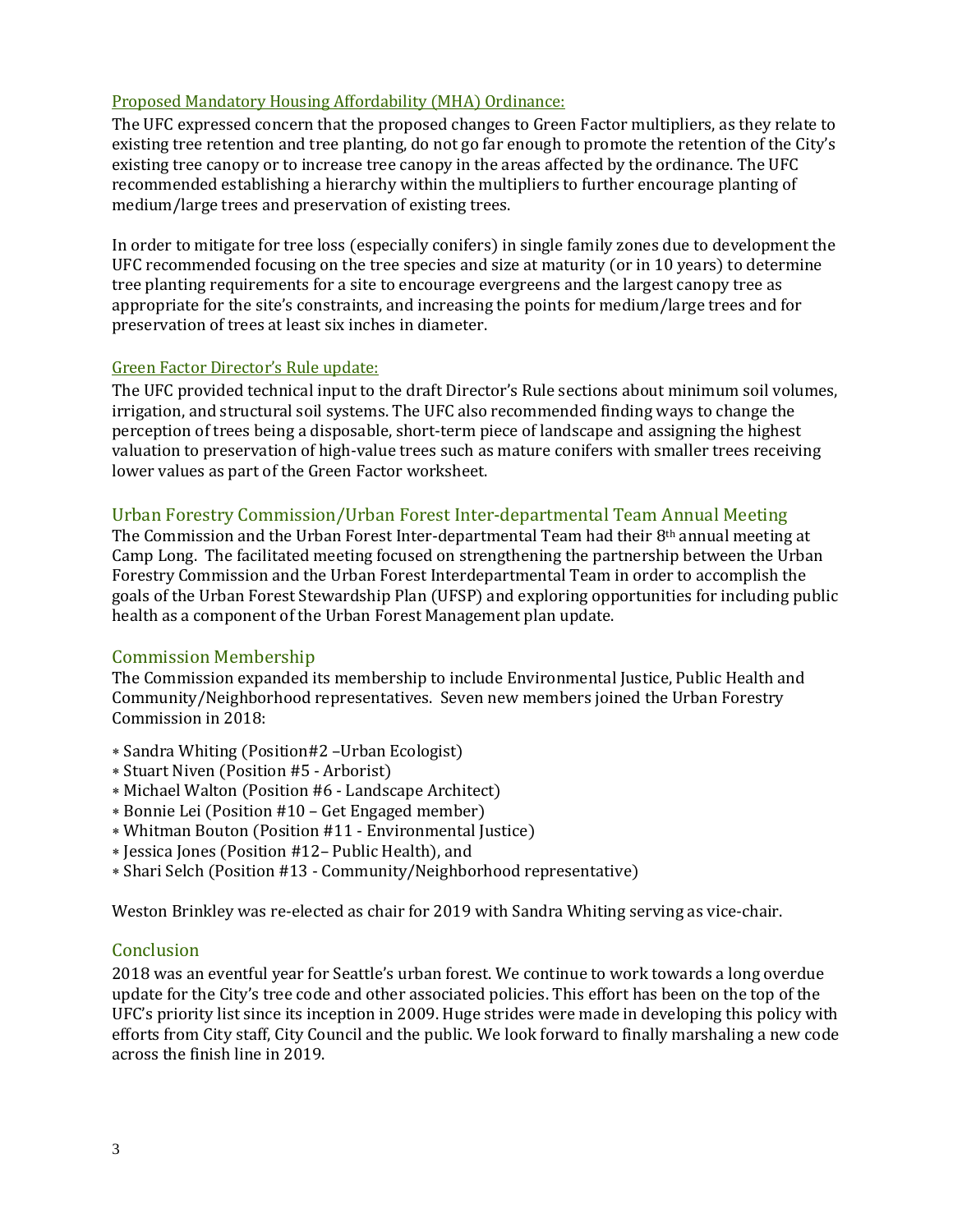### Proposed Mandatory Housing Affordability (MHA) Ordinance:

The UFC expressed concern that the proposed changes to Green Factor multipliers, as they relate to existing tree retention and tree planting, do not go far enough to promote the retention of the City's existing tree canopy or to increase tree canopy in the areas affected by the ordinance. The UFC recommended establishing a hierarchy within the multipliers to further encourage planting of medium/large trees and preservation of existing trees.

In order to mitigate for tree loss (especially conifers) in single family zones due to development the UFC recommended focusing on the tree species and size at maturity (or in 10 years) to determine tree planting requirements for a site to encourage evergreens and the largest canopy tree as appropriate for the site's constraints, and increasing the points for medium/large trees and for preservation of trees at least six inches in diameter.

### Green Factor Director's Rule update:

The UFC provided technical input to the draft Director's Rule sections about minimum soil volumes, irrigation, and structural soil systems. The UFC also recommended finding ways to change the perception of trees being a disposable, short-term piece of landscape and assigning the highest valuation to preservation of high-value trees such as mature conifers with smaller trees receiving lower values as part of the Green Factor worksheet.

## Urban Forestry Commission/Urban Forest Inter-departmental Team Annual Meeting

The Commission and the Urban Forest Inter-departmental Team had their 8th annual meeting at Camp Long. The facilitated meeting focused on strengthening the partnership between the Urban Forestry Commission and the Urban Forest Interdepartmental Team in order to accomplish the goals of the Urban Forest Stewardship Plan (UFSP) and exploring opportunities for including public health as a component of the Urban Forest Management plan update.

## Commission Membership

The Commission expanded its membership to include Environmental Justice, Public Health and Community/Neighborhood representatives. Seven new members joined the Urban Forestry Commission in 2018:

- Sandra Whiting (Position#2 –Urban Ecologist)
- Stuart Niven (Position #5 - Arborist)
- Michael Walton (Position #6 - Landscape Architect)
- Bonnie Lei (Position #10 – Get Engaged member)
- Whitman Bouton (Position #11 - Environmental Justice)
- Jessica Jones (Position #12– Public Health), and
- Shari Selch (Position #13 - Community/Neighborhood representative)

Weston Brinkley was re-elected as chair for 2019 with Sandra Whiting serving as vice-chair.

## Conclusion

2018 was an eventful year for Seattle's urban forest. We continue to work towards a long overdue update for the City's tree code and other associated policies. This effort has been on the top of the UFC's priority list since its inception in 2009. Huge strides were made in developing this policy with efforts from City staff, City Council and the public. We look forward to finally marshaling a new code across the finish line in 2019.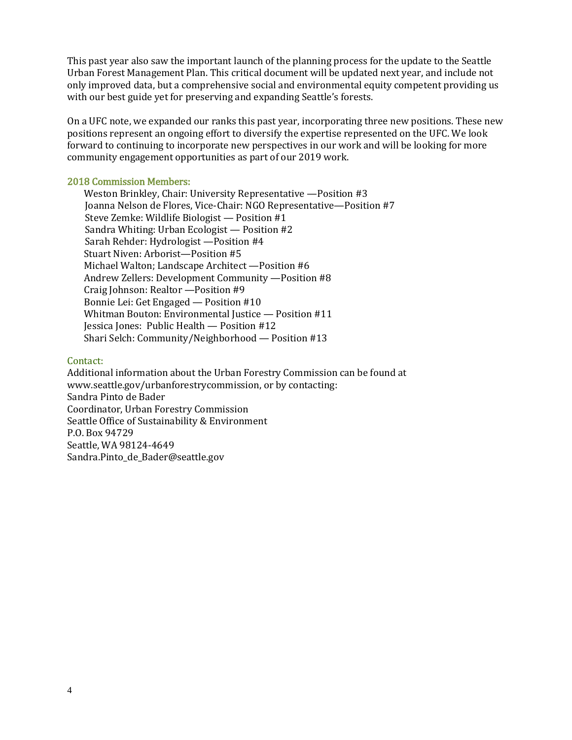This past year also saw the important launch of the planning process for the update to the Seattle Urban Forest Management Plan. This critical document will be updated next year, and include not only improved data, but a comprehensive social and environmental equity competent providing us with our best guide yet for preserving and expanding Seattle's forests.

On a UFC note, we expanded our ranks this past year, incorporating three new positions. These new positions represent an ongoing effort to diversify the expertise represented on the UFC. We look forward to continuing to incorporate new perspectives in our work and will be looking for more community engagement opportunities as part of our 2019 work.

### 2018 Commission Members:

Weston Brinkley, Chair: University Representative —Position #3
Joanna Nelson de Flores, Vice-Chair: NGO Representative—Position #7
Steve Zemke: Wildlife Biologist — Position #1
Sandra Whiting: Urban Ecologist — Position #2
Sarah Rehder: Hydrologist —Position #4
Stuart Niven: Arborist—Position #5
Michael Walton; Landscape Architect —Position #6
Andrew Zellers: Development Community —Position #8
Craig Johnson: Realtor —Position #9
Bonnie Lei: Get Engaged — Position #10
Whitman Bouton: Environmental Justice — Position #11
Jessica Jones: Public Health — Position #12
Shari Selch: Community/Neighborhood — Position #13

### Contact:

Additional information about the Urban Forestry Commission can be found at www.seattle.gov/urbanforestrycommission, or by contacting:
Sandra Pinto de Bader
Coordinator, Urban Forestry Commission
Seattle Office of Sustainability & Environment
P.O. Box 94729
Seattle, WA 98124-4649
Sandra.Pinto_de_Bader@seattle.gov